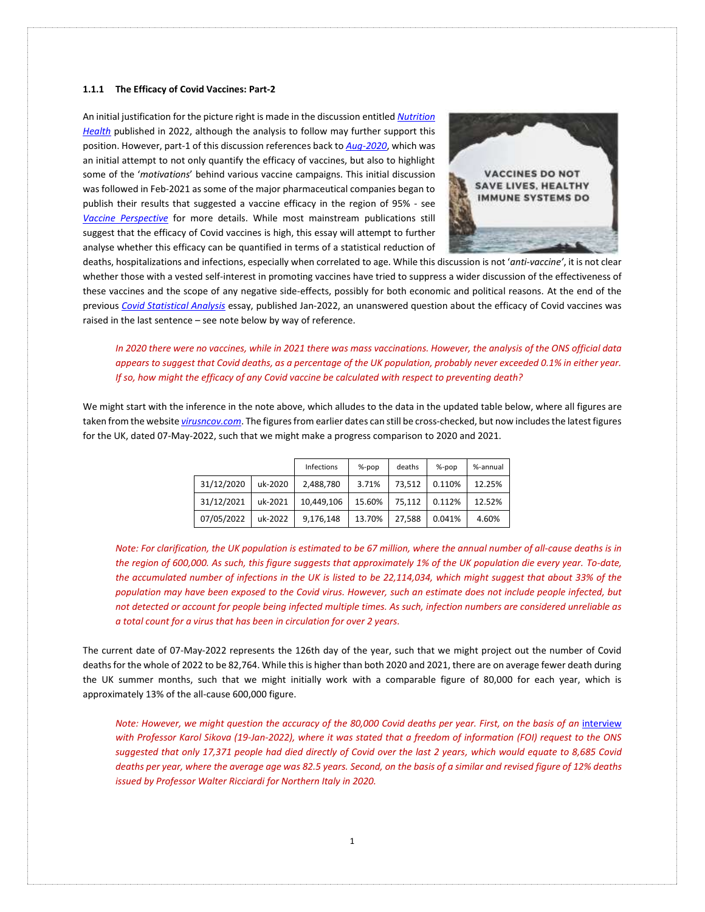### 1.1.1 The Efficacy of Covid Vaccines: Part-2

An initial justification for the picture right is made in the discussion entitled *Nutrition Health* published in 2022, although the analysis to follow may further support this position. However, part-1 of this discussion references back to *Aug-2020*, which was an initial attempt to not only quantify the efficacy of vaccines, but also to highlight some of the '*motivations*' behind various vaccine campaigns. This initial discussion was followed in Feb-2021 as some of the major pharmaceutical companies began to publish their results that suggested a vaccine efficacy in the region of 95% - see *Vaccine Perspective* for more details. While most mainstream publications still suggest that the efficacy of Covid vaccines is high, this essay will attempt to further analyse whether this efficacy can be quantified in terms of a statistical reduction of deaths, hospitalizations and infections, especially when correlated to age. While this discussion is not '*anti-vaccine*', it is not clear whether those with a vested self-interest in promoting vaccines have tried to suppress a wider discussion of the effectiveness of these vaccines and the scope of any negative side-effects, possibly for both economic and political reasons. At the end of the previous *Covid Statistical Analysis* essay, published Jan-2022, an unanswered question about the efficacy of Covid vaccines was raised in the last sentence – see note below by way of reference.

> *In 2020 there were no vaccines, while in 2021 there was mass vaccinations. However, the analysis of the ONS official data appears to suggest that Covid deaths, as a percentage of the UK population, probably never exceeded 0.1% in either year. If so, how might the efficacy of any Covid vaccine be calculated with respect to preventing death?*

We might start with the inference in the note above, which alludes to the data in the updated table below, where all figures are taken from the website *virusncov.com*. The figures from earlier dates can still be cross-checked, but now includes the latest figures for the UK, dated 07-May-2022, such that we might make a progress comparison to 2020 and 2021.

| | | Infections | %-pop | deaths | %-pop | %-annual |
|---|---|---|---|---|---|---|
| 31/12/2020 | uk-2020 | 2,488,780 | 3.71% | 73,512 | 0.110% | 12.25% |
| 31/12/2021 | uk-2021 | 10,449,106 | 15.60% | 75,112 | 0.112% | 12.52% |
| 07/05/2022 | uk-2022 | 9,176,148 | 13.70% | 27,588 | 0.041% | 4.60% |

> *Note: For clarification, the UK population is estimated to be 67 million, where the annual number of all-cause deaths is in the region of 600,000. As such, this figure suggests that approximately 1% of the UK population die every year. To-date, the accumulated number of infections in the UK is listed to be 22,114,034, which might suggest that about 33% of the population may have been exposed to the Covid virus. However, such an estimate does not include people infected, but not detected or account for people being infected multiple times. As such, infection numbers are considered unreliable as a total count for a virus that has been in circulation for over 2 years.*

The current date of 07-May-2022 represents the 126th day of the year, such that we might project out the number of Covid deaths for the whole of 2022 to be 82,764. While this is higher than both 2020 and 2021, there are on average fewer death during the UK summer months, such that we might initially work with a comparable figure of 80,000 for each year, which is approximately 13% of the all-cause 600,000 figure.

> *Note: However, we might question the accuracy of the 80,000 Covid deaths per year. First, on the basis of an interview with Professor Karol Sikova (19-Jan-2022), where it was stated that a freedom of information (FOI) request to the ONS suggested that only 17,371 people had died directly of Covid over the last 2 years, which would equate to 8,685 Covid deaths per year, where the average age was 82.5 years. Second, on the basis of a similar and revised figure of 12% deaths issued by Professor Walter Ricciardi for Northern Italy in 2020.*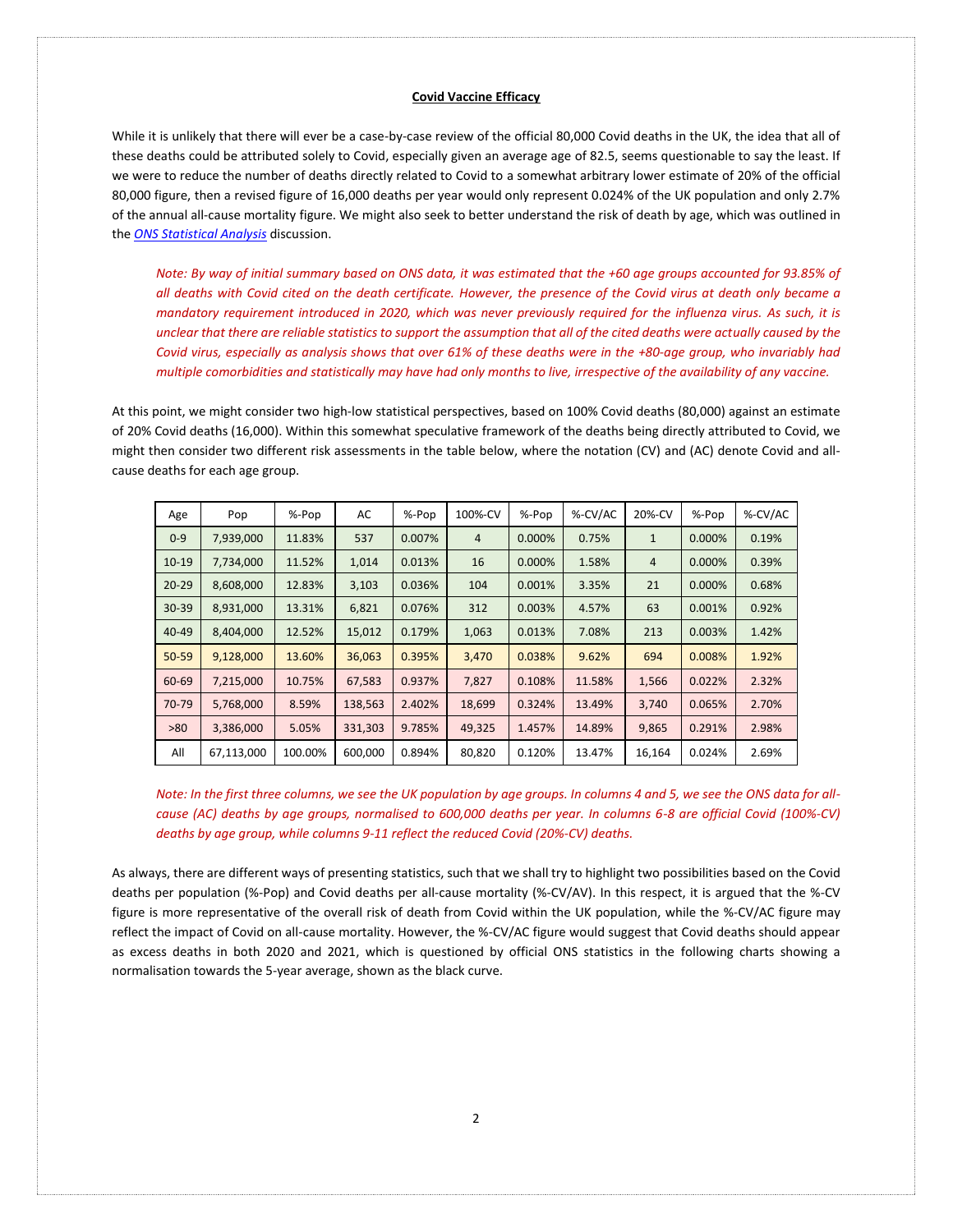**Covid Vaccine Efficacy**

While it is unlikely that there will ever be a case-by-case review of the official 80,000 Covid deaths in the UK, the idea that all of these deaths could be attributed solely to Covid, especially given an average age of 82.5, seems questionable to say the least. If we were to reduce the number of deaths directly related to Covid to a somewhat arbitrary lower estimate of 20% of the official 80,000 figure, then a revised figure of 16,000 deaths per year would only represent 0.024% of the UK population and only 2.7% of the annual all-cause mortality figure. We might also seek to better understand the risk of death by age, which was outlined in the *ONS Statistical Analysis* discussion.

*Note: By way of initial summary based on ONS data, it was estimated that the +60 age groups accounted for 93.85% of all deaths with Covid cited on the death certificate. However, the presence of the Covid virus at death only became a mandatory requirement introduced in 2020, which was never previously required for the influenza virus. As such, it is unclear that there are reliable statistics to support the assumption that all of the cited deaths were actually caused by the Covid virus, especially as analysis shows that over 61% of these deaths were in the +80-age group, who invariably had multiple comorbidities and statistically may have had only months to live, irrespective of the availability of any vaccine.*

At this point, we might consider two high-low statistical perspectives, based on 100% Covid deaths (80,000) against an estimate of 20% Covid deaths (16,000). Within this somewhat speculative framework of the deaths being directly attributed to Covid, we might then consider two different risk assessments in the table below, where the notation (CV) and (AC) denote Covid and all-cause deaths for each age group.

| Age | Pop | %-Pop | AC | %-Pop | 100%-CV | %-Pop | %-CV/AC | 20%-CV | %-Pop | %-CV/AC |
|---|---|---|---|---|---|---|---|---|---|---|
| 0-9 | 7,939,000 | 11.83% | 537 | 0.007% | 4 | 0.000% | 0.75% | 1 | 0.000% | 0.19% |
| 10-19 | 7,734,000 | 11.52% | 1,014 | 0.013% | 16 | 0.000% | 1.58% | 4 | 0.000% | 0.39% |
| 20-29 | 8,608,000 | 12.83% | 3,103 | 0.036% | 104 | 0.001% | 3.35% | 21 | 0.000% | 0.68% |
| 30-39 | 8,931,000 | 13.31% | 6,821 | 0.076% | 312 | 0.003% | 4.57% | 63 | 0.001% | 0.92% |
| 40-49 | 8,404,000 | 12.52% | 15,012 | 0.179% | 1,063 | 0.013% | 7.08% | 213 | 0.003% | 1.42% |
| 50-59 | 9,128,000 | 13.60% | 36,063 | 0.395% | 3,470 | 0.038% | 9.62% | 694 | 0.008% | 1.92% |
| 60-69 | 7,215,000 | 10.75% | 67,583 | 0.937% | 7,827 | 0.108% | 11.58% | 1,566 | 0.022% | 2.32% |
| 70-79 | 5,768,000 | 8.59% | 138,563 | 2.402% | 18,699 | 0.324% | 13.49% | 3,740 | 0.065% | 2.70% |
| >80 | 3,386,000 | 5.05% | 331,303 | 9.785% | 49,325 | 1.457% | 14.89% | 9,865 | 0.291% | 2.98% |
| All | 67,113,000 | 100.00% | 600,000 | 0.894% | 80,820 | 0.120% | 13.47% | 16,164 | 0.024% | 2.69% |

*Note: In the first three columns, we see the UK population by age groups. In columns 4 and 5, we see the ONS data for all-cause (AC) deaths by age groups, normalised to 600,000 deaths per year. In columns 6-8 are official Covid (100%-CV) deaths by age group, while columns 9-11 reflect the reduced Covid (20%-CV) deaths.*

As always, there are different ways of presenting statistics, such that we shall try to highlight two possibilities based on the Covid deaths per population (%-Pop) and Covid deaths per all-cause mortality (%-CV/AV). In this respect, it is argued that the %-CV figure is more representative of the overall risk of death from Covid within the UK population, while the %-CV/AC figure may reflect the impact of Covid on all-cause mortality. However, the %-CV/AC figure would suggest that Covid deaths should appear as excess deaths in both 2020 and 2021, which is questioned by official ONS statistics in the following charts showing a normalisation towards the 5-year average, shown as the black curve.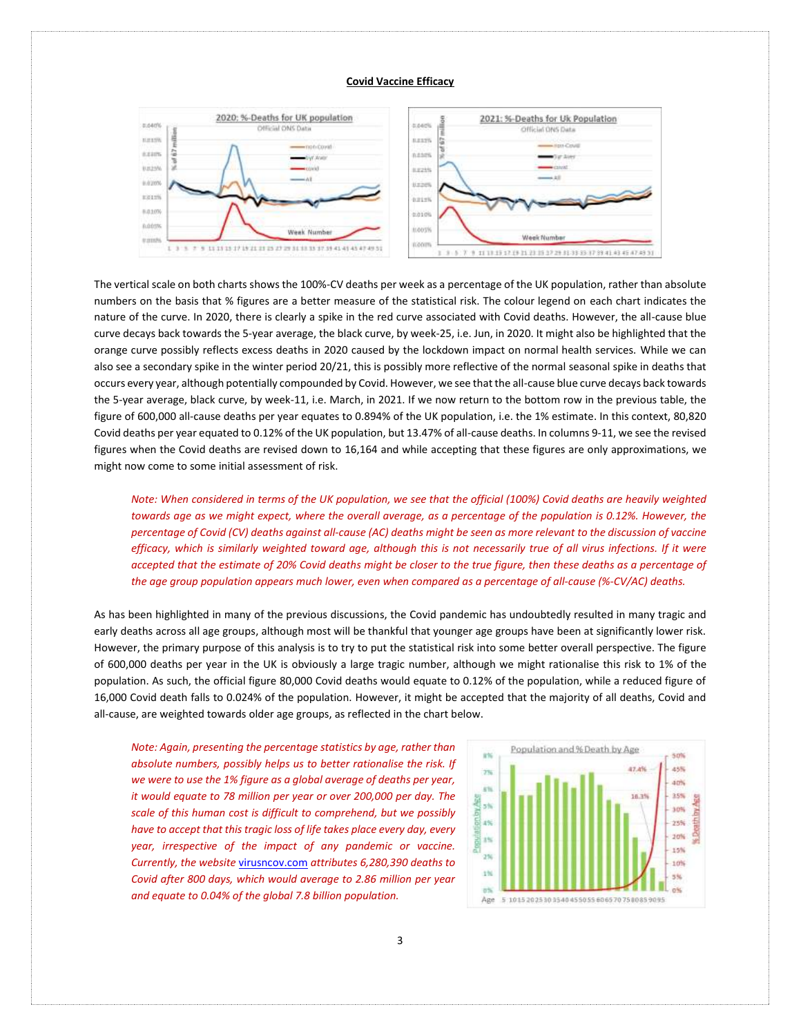**Covid Vaccine Efficacy**

The vertical scale on both charts shows the 100%-CV deaths per week as a percentage of the UK population, rather than absolute numbers on the basis that % figures are a better measure of the statistical risk. The colour legend on each chart indicates the nature of the curve. In 2020, there is clearly a spike in the red curve associated with Covid deaths. However, the all-cause blue curve decays back towards the 5-year average, the black curve, by week-25, i.e. Jun, in 2020. It might also be highlighted that the orange curve possibly reflects excess deaths in 2020 caused by the lockdown impact on normal health services. While we can also see a secondary spike in the winter period 20/21, this is possibly more reflective of the normal seasonal spike in deaths that occurs every year, although potentially compounded by Covid. However, we see that the all-cause blue curve decays back towards the 5-year average, black curve, by week-11, i.e. March, in 2021. If we now return to the bottom row in the previous table, the figure of 600,000 all-cause deaths per year equates to 0.894% of the UK population, i.e. the 1% estimate. In this context, 80,820 Covid deaths per year equated to 0.12% of the UK population, but 13.47% of all-cause deaths. In columns 9-11, we see the revised figures when the Covid deaths are revised down to 16,164 and while accepting that these figures are only approximations, we might now come to some initial assessment of risk.

*Note: When considered in terms of the UK population, we see that the official (100%) Covid deaths are heavily weighted towards age as we might expect, where the overall average, as a percentage of the population is 0.12%. However, the percentage of Covid (CV) deaths against all-cause (AC) deaths might be seen as more relevant to the discussion of vaccine efficacy, which is similarly weighted toward age, although this is not necessarily true of all virus infections. If it were accepted that the estimate of 20% Covid deaths might be closer to the true figure, then these deaths as a percentage of the age group population appears much lower, even when compared as a percentage of all-cause (%-CV/AC) deaths.*

As has been highlighted in many of the previous discussions, the Covid pandemic has undoubtedly resulted in many tragic and early deaths across all age groups, although most will be thankful that younger age groups have been at significantly lower risk. However, the primary purpose of this analysis is to try to put the statistical risk into some better overall perspective. The figure of 600,000 deaths per year in the UK is obviously a large tragic number, although we might rationalise this risk to 1% of the population. As such, the official figure 80,000 Covid deaths would equate to 0.12% of the population, while a reduced figure of 16,000 Covid death falls to 0.024% of the population. However, it might be accepted that the majority of all deaths, Covid and all-cause, are weighted towards older age groups, as reflected in the chart below.

*Note: Again, presenting the percentage statistics by age, rather than absolute numbers, possibly helps us to better rationalise the risk. If we were to use the 1% figure as a global average of deaths per year, it would equate to 78 million per year or over 200,000 per day. The scale of this human cost is difficult to comprehend, but we possibly have to accept that this tragic loss of life takes place every day, every year, irrespective of the impact of any pandemic or vaccine. Currently, the website virusncov.com attributes 6,280,390 deaths to Covid after 800 days, which would average to 2.86 million per year and equate to 0.04% of the global 7.8 billion population.*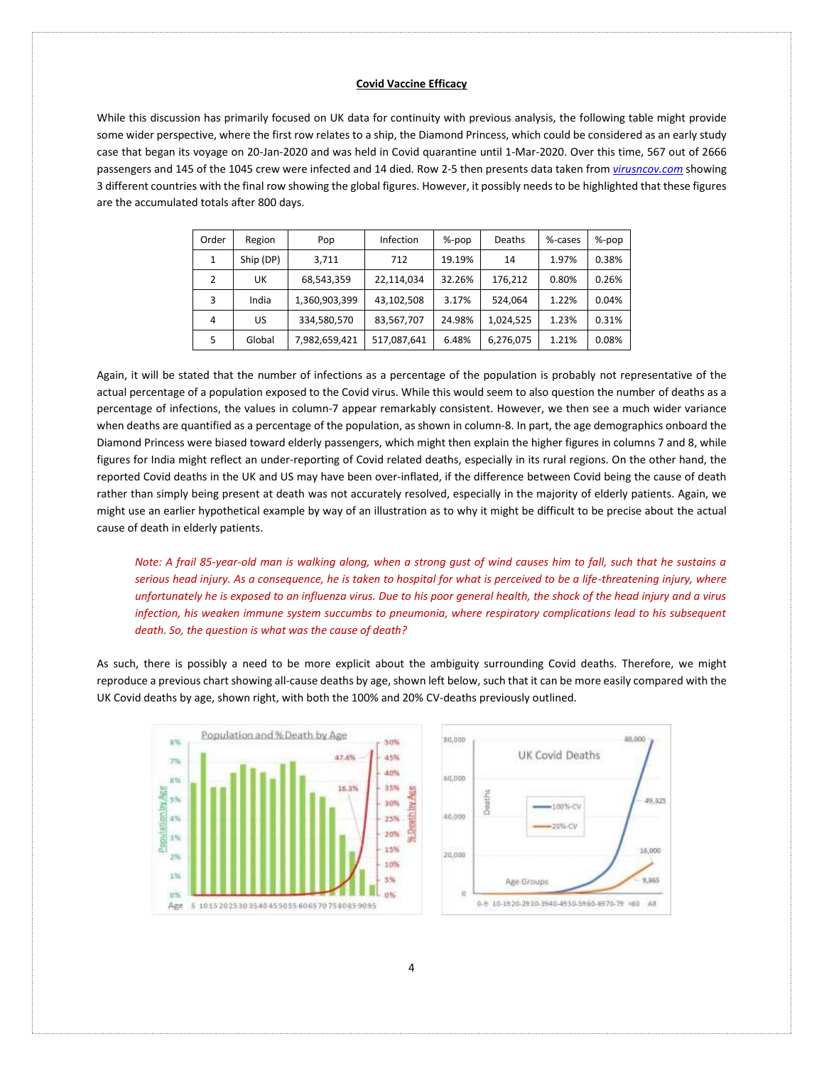**Covid Vaccine Efficacy**

While this discussion has primarily focused on UK data for continuity with previous analysis, the following table might provide some wider perspective, where the first row relates to a ship, the Diamond Princess, which could be considered as an early study case that began its voyage on 20-Jan-2020 and was held in Covid quarantine until 1-Mar-2020. Over this time, 567 out of 2666 passengers and 145 of the 1045 crew were infected and 14 died. Row 2-5 then presents data taken from [virusncov.com](virusncov.com) showing 3 different countries with the final row showing the global figures. However, it possibly needs to be highlighted that these figures are the accumulated totals after 800 days.

| Order | Region | Pop | Infection | %-pop | Deaths | %-cases | %-pop |
|---|---|---|---|---|---|---|---|
| 1 | Ship (DP) | 3,711 | 712 | 19.19% | 14 | 1.97% | 0.38% |
| 2 | UK | 68,543,359 | 22,114,034 | 32.26% | 176,212 | 0.80% | 0.26% |
| 3 | India | 1,360,903,399 | 43,102,508 | 3.17% | 524,064 | 1.22% | 0.04% |
| 4 | US | 334,580,570 | 83,567,707 | 24.98% | 1,024,525 | 1.23% | 0.31% |
| 5 | Global | 7,982,659,421 | 517,087,641 | 6.48% | 6,276,075 | 1.21% | 0.08% |

Again, it will be stated that the number of infections as a percentage of the population is probably not representative of the actual percentage of a population exposed to the Covid virus. While this would seem to also question the number of deaths as a percentage of infections, the values in column-7 appear remarkably consistent. However, we then see a much wider variance when deaths are quantified as a percentage of the population, as shown in column-8. In part, the age demographics onboard the Diamond Princess were biased toward elderly passengers, which might then explain the higher figures in columns 7 and 8, while figures for India might reflect an under-reporting of Covid related deaths, especially in its rural regions. On the other hand, the reported Covid deaths in the UK and US may have been over-inflated, if the difference between Covid being the cause of death rather than simply being present at death was not accurately resolved, especially in the majority of elderly patients. Again, we might use an earlier hypothetical example by way of an illustration as to why it might be difficult to be precise about the actual cause of death in elderly patients.

> *Note: A frail 85-year-old man is walking along, when a strong gust of wind causes him to fall, such that he sustains a serious head injury. As a consequence, he is taken to hospital for what is perceived to be a life-threatening injury, where unfortunately he is exposed to an influenza virus. Due to his poor general health, the shock of the head injury and a virus infection, his weaken immune system succumbs to pneumonia, where respiratory complications lead to his subsequent death. So, the question is what was the cause of death?*

As such, there is possibly a need to be more explicit about the ambiguity surrounding Covid deaths. Therefore, we might reproduce a previous chart showing all-cause deaths by age, shown left below, such that it can be more easily compared with the UK Covid deaths by age, shown right, with both the 100% and 20% CV-deaths previously outlined.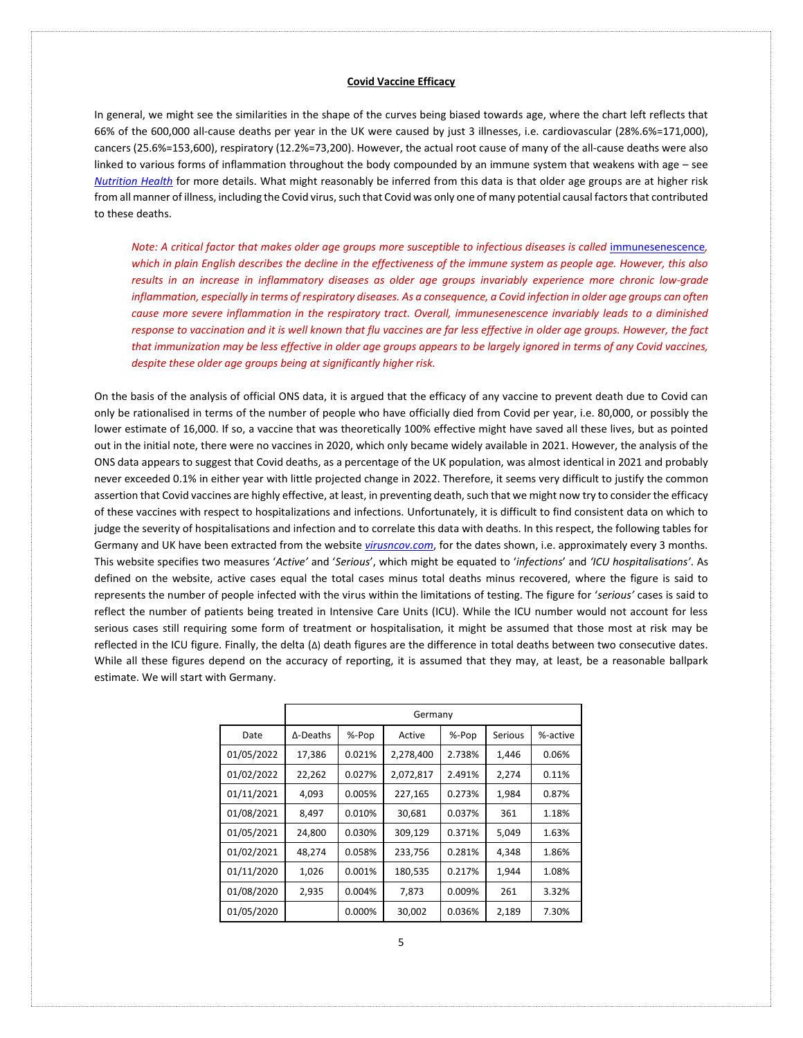**Covid Vaccine Efficacy**

In general, we might see the similarities in the shape of the curves being biased towards age, where the chart left reflects that 66% of the 600,000 all-cause deaths per year in the UK were caused by just 3 illnesses, i.e. cardiovascular (28%.6%=171,000), cancers (25.6%=153,600), respiratory (12.2%=73,200). However, the actual root cause of many of the all-cause deaths were also linked to various forms of inflammation throughout the body compounded by an immune system that weakens with age – see *Nutrition Health* for more details. What might reasonably be inferred from this data is that older age groups are at higher risk from all manner of illness, including the Covid virus, such that Covid was only one of many potential causal factors that contributed to these deaths.

> *Note: A critical factor that makes older age groups more susceptible to infectious diseases is called* immunesenescence*, which in plain English describes the decline in the effectiveness of the immune system as people age. However, this also results in an increase in inflammatory diseases as older age groups invariably experience more chronic low-grade inflammation, especially in terms of respiratory diseases. As a consequence, a Covid infection in older age groups can often cause more severe inflammation in the respiratory tract. Overall, immunesenescence invariably leads to a diminished response to vaccination and it is well known that flu vaccines are far less effective in older age groups. However, the fact that immunization may be less effective in older age groups appears to be largely ignored in terms of any Covid vaccines, despite these older age groups being at significantly higher risk.*

On the basis of the analysis of official ONS data, it is argued that the efficacy of any vaccine to prevent death due to Covid can only be rationalised in terms of the number of people who have officially died from Covid per year, i.e. 80,000, or possibly the lower estimate of 16,000. If so, a vaccine that was theoretically 100% effective might have saved all these lives, but as pointed out in the initial note, there were no vaccines in 2020, which only became widely available in 2021. However, the analysis of the ONS data appears to suggest that Covid deaths, as a percentage of the UK population, was almost identical in 2021 and probably never exceeded 0.1% in either year with little projected change in 2022. Therefore, it seems very difficult to justify the common assertion that Covid vaccines are highly effective, at least, in preventing death, such that we might now try to consider the efficacy of these vaccines with respect to hospitalizations and infections. Unfortunately, it is difficult to find consistent data on which to judge the severity of hospitalisations and infection and to correlate this data with deaths. In this respect, the following tables for Germany and UK have been extracted from the website *virusncov.com*, for the dates shown, i.e. approximately every 3 months. This website specifies two measures '*Active'* and '*Serious*', which might be equated to '*infections*' and *'ICU hospitalisations'*. As defined on the website, active cases equal the total cases minus total deaths minus recovered, where the figure is said to represents the number of people infected with the virus within the limitations of testing. The figure for '*serious'* cases is said to reflect the number of patients being treated in Intensive Care Units (ICU). While the ICU number would not account for less serious cases still requiring some form of treatment or hospitalisation, it might be assumed that those most at risk may be reflected in the ICU figure. Finally, the delta (Δ) death figures are the difference in total deaths between two consecutive dates. While all these figures depend on the accuracy of reporting, it is assumed that they may, at least, be a reasonable ballpark estimate. We will start with Germany.

| | Germany | | | | | |
|---|---|---|---|---|---|---|
| Date | Δ-Deaths | %-Pop | Active | %-Pop | Serious | %-active |
| 01/05/2022 | 17,386 | 0.021% | 2,278,400 | 2.738% | 1,446 | 0.06% |
| 01/02/2022 | 22,262 | 0.027% | 2,072,817 | 2.491% | 2,274 | 0.11% |
| 01/11/2021 | 4,093 | 0.005% | 227,165 | 0.273% | 1,984 | 0.87% |
| 01/08/2021 | 8,497 | 0.010% | 30,681 | 0.037% | 361 | 1.18% |
| 01/05/2021 | 24,800 | 0.030% | 309,129 | 0.371% | 5,049 | 1.63% |
| 01/02/2021 | 48,274 | 0.058% | 233,756 | 0.281% | 4,348 | 1.86% |
| 01/11/2020 | 1,026 | 0.001% | 180,535 | 0.217% | 1,944 | 1.08% |
| 01/08/2020 | 2,935 | 0.004% | 7,873 | 0.009% | 261 | 3.32% |
| 01/05/2020 | | 0.000% | 30,002 | 0.036% | 2,189 | 7.30% |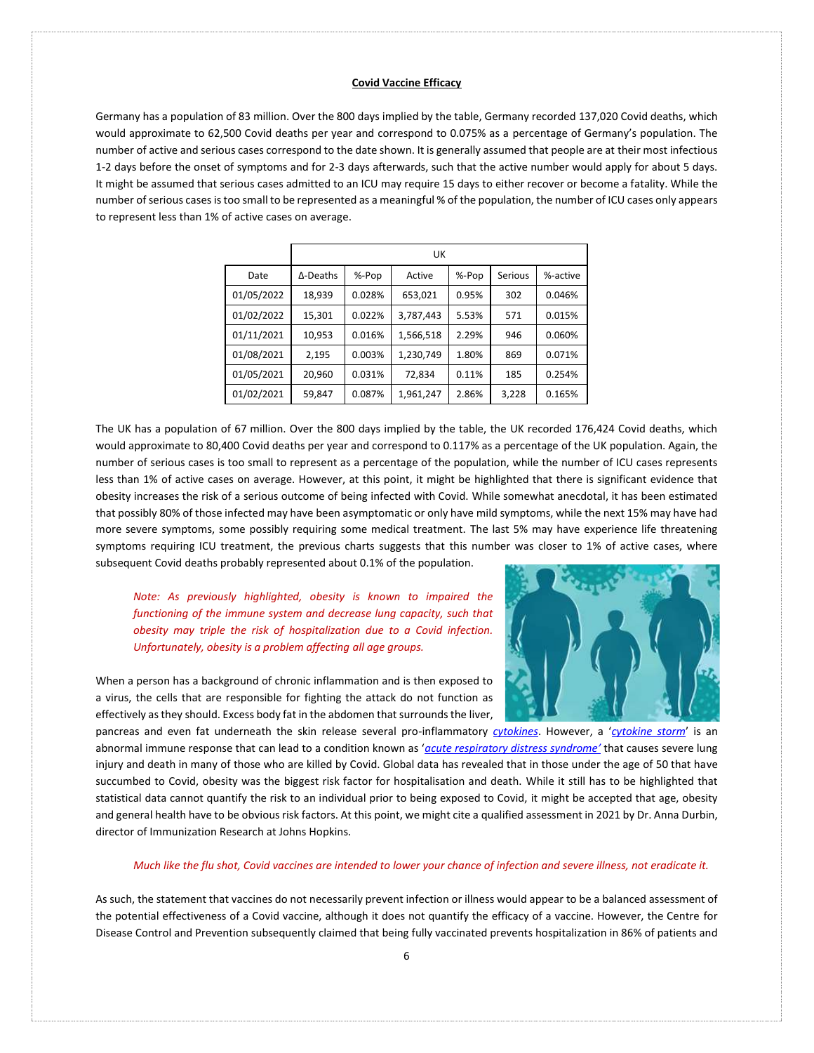**Covid Vaccine Efficacy**

Germany has a population of 83 million. Over the 800 days implied by the table, Germany recorded 137,020 Covid deaths, which would approximate to 62,500 Covid deaths per year and correspond to 0.075% as a percentage of Germany's population. The number of active and serious cases correspond to the date shown. It is generally assumed that people are at their most infectious 1-2 days before the onset of symptoms and for 2-3 days afterwards, such that the active number would apply for about 5 days. It might be assumed that serious cases admitted to an ICU may require 15 days to either recover or become a fatality. While the number of serious cases is too small to be represented as a meaningful % of the population, the number of ICU cases only appears to represent less than 1% of active cases on average.

| | UK | | | | | |
|---|---|---|---|---|---|---|
| Date | Δ-Deaths | %-Pop | Active | %-Pop | Serious | %-active |
| 01/05/2022 | 18,939 | 0.028% | 653,021 | 0.95% | 302 | 0.046% |
| 01/02/2022 | 15,301 | 0.022% | 3,787,443 | 5.53% | 571 | 0.015% |
| 01/11/2021 | 10,953 | 0.016% | 1,566,518 | 2.29% | 946 | 0.060% |
| 01/08/2021 | 2,195 | 0.003% | 1,230,749 | 1.80% | 869 | 0.071% |
| 01/05/2021 | 20,960 | 0.031% | 72,834 | 0.11% | 185 | 0.254% |
| 01/02/2021 | 59,847 | 0.087% | 1,961,247 | 2.86% | 3,228 | 0.165% |

The UK has a population of 67 million. Over the 800 days implied by the table, the UK recorded 176,424 Covid deaths, which would approximate to 80,400 Covid deaths per year and correspond to 0.117% as a percentage of the UK population. Again, the number of serious cases is too small to represent as a percentage of the population, while the number of ICU cases represents less than 1% of active cases on average. However, at this point, it might be highlighted that there is significant evidence that obesity increases the risk of a serious outcome of being infected with Covid. While somewhat anecdotal, it has been estimated that possibly 80% of those infected may have been asymptomatic or only have mild symptoms, while the next 15% may have had more severe symptoms, some possibly requiring some medical treatment. The last 5% may have experience life threatening symptoms requiring ICU treatment, the previous charts suggests that this number was closer to 1% of active cases, where subsequent Covid deaths probably represented about 0.1% of the population.

*Note: As previously highlighted, obesity is known to impaired the functioning of the immune system and decrease lung capacity, such that obesity may triple the risk of hospitalization due to a Covid infection. Unfortunately, obesity is a problem affecting all age groups.*

When a person has a background of chronic inflammation and is then exposed to a virus, the cells that are responsible for fighting the attack do not function as effectively as they should. Excess body fat in the abdomen that surrounds the liver, pancreas and even fat underneath the skin release several pro-inflammatory *cytokines*. However, a '*cytokine storm*' is an abnormal immune response that can lead to a condition known as '*acute respiratory distress syndrome'* that causes severe lung injury and death in many of those who are killed by Covid. Global data has revealed that in those under the age of 50 that have succumbed to Covid, obesity was the biggest risk factor for hospitalisation and death. While it still has to be highlighted that statistical data cannot quantify the risk to an individual prior to being exposed to Covid, it might be accepted that age, obesity and general health have to be obvious risk factors. At this point, we might cite a qualified assessment in 2021 by Dr. Anna Durbin, director of Immunization Research at Johns Hopkins.

*Much like the flu shot, Covid vaccines are intended to lower your chance of infection and severe illness, not eradicate it.*

As such, the statement that vaccines do not necessarily prevent infection or illness would appear to be a balanced assessment of the potential effectiveness of a Covid vaccine, although it does not quantify the efficacy of a vaccine. However, the Centre for Disease Control and Prevention subsequently claimed that being fully vaccinated prevents hospitalization in 86% of patients and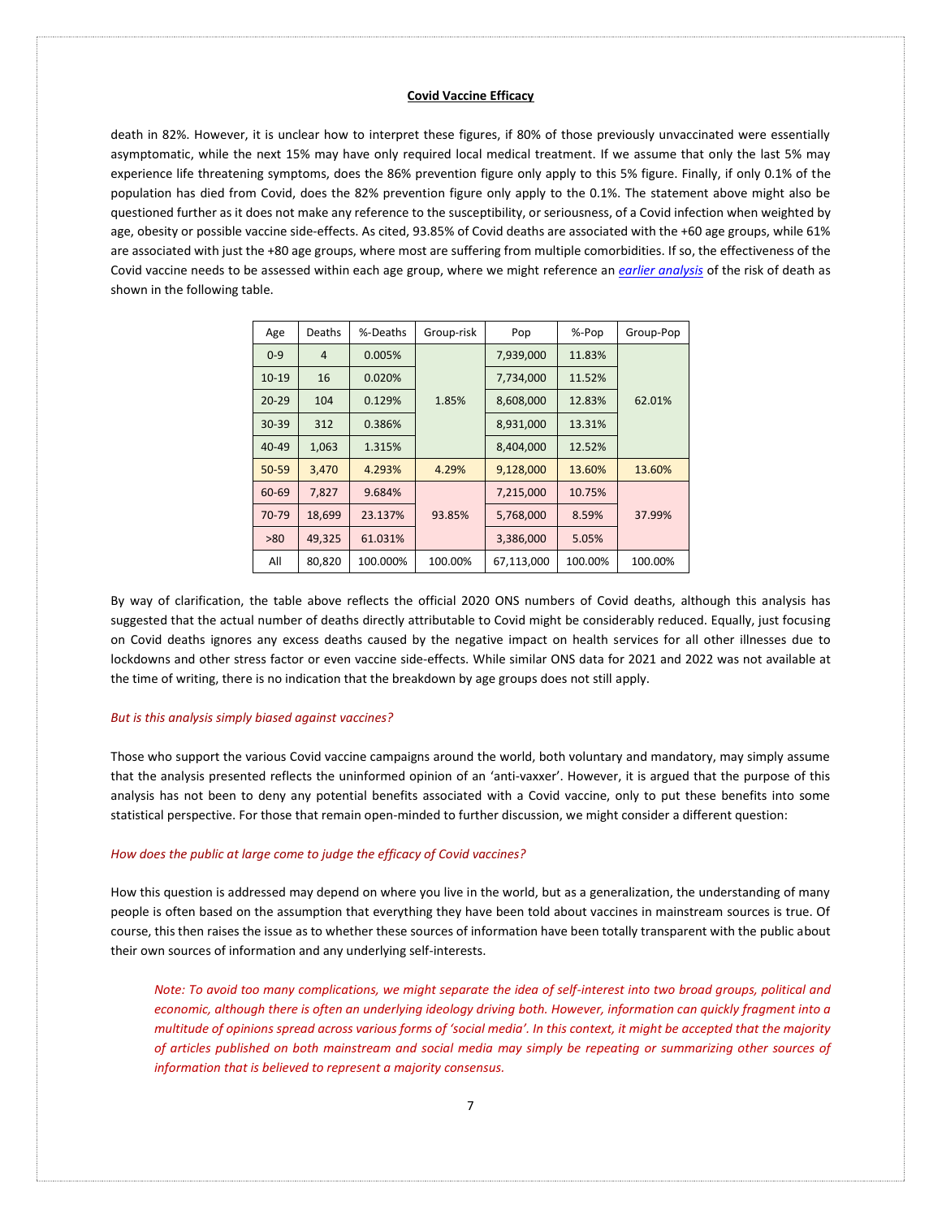death in 82%. However, it is unclear how to interpret these figures, if 80% of those previously unvaccinated were essentially asymptomatic, while the next 15% may have only required local medical treatment. If we assume that only the last 5% may experience life threatening symptoms, does the 86% prevention figure only apply to this 5% figure. Finally, if only 0.1% of the population has died from Covid, does the 82% prevention figure only apply to the 0.1%. The statement above might also be questioned further as it does not make any reference to the susceptibility, or seriousness, of a Covid infection when weighted by age, obesity or possible vaccine side-effects. As cited, 93.85% of Covid deaths are associated with the +60 age groups, while 61% are associated with just the +80 age groups, where most are suffering from multiple comorbidities. If so, the effectiveness of the Covid vaccine needs to be assessed within each age group, where we might reference an *earlier analysis* of the risk of death as shown in the following table.

| Age | Deaths | %-Deaths | Group-risk | Pop | %-Pop | Group-Pop |
|---|---|---|---|---|---|---|
| 0-9 | 4 | 0.005% | 1.85% | 7,939,000 | 11.83% | 62.01% |
| 10-19 | 16 | 0.020% | | 7,734,000 | 11.52% | |
| 20-29 | 104 | 0.129% | | 8,608,000 | 12.83% | |
| 30-39 | 312 | 0.386% | | 8,931,000 | 13.31% | |
| 40-49 | 1,063 | 1.315% | | 8,404,000 | 12.52% | |
| 50-59 | 3,470 | 4.293% | 4.29% | 9,128,000 | 13.60% | 13.60% |
| 60-69 | 7,827 | 9.684% | 93.85% | 7,215,000 | 10.75% | 37.99% |
| 70-79 | 18,699 | 23.137% | | 5,768,000 | 8.59% | |
| >80 | 49,325 | 61.031% | | 3,386,000 | 5.05% | |
| All | 80,820 | 100.000% | 100.00% | 67,113,000 | 100.00% | 100.00% |

By way of clarification, the table above reflects the official 2020 ONS numbers of Covid deaths, although this analysis has suggested that the actual number of deaths directly attributable to Covid might be considerably reduced. Equally, just focusing on Covid deaths ignores any excess deaths caused by the negative impact on health services for all other illnesses due to lockdowns and other stress factor or even vaccine side-effects. While similar ONS data for 2021 and 2022 was not available at the time of writing, there is no indication that the breakdown by age groups does not still apply.

*But is this analysis simply biased against vaccines?*

Those who support the various Covid vaccine campaigns around the world, both voluntary and mandatory, may simply assume that the analysis presented reflects the uninformed opinion of an 'anti-vaxxer'. However, it is argued that the purpose of this analysis has not been to deny any potential benefits associated with a Covid vaccine, only to put these benefits into some statistical perspective. For those that remain open-minded to further discussion, we might consider a different question:

*How does the public at large come to judge the efficacy of Covid vaccines?*

How this question is addressed may depend on where you live in the world, but as a generalization, the understanding of many people is often based on the assumption that everything they have been told about vaccines in mainstream sources is true. Of course, this then raises the issue as to whether these sources of information have been totally transparent with the public about their own sources of information and any underlying self-interests.

> *Note: To avoid too many complications, we might separate the idea of self-interest into two broad groups, political and economic, although there is often an underlying ideology driving both. However, information can quickly fragment into a multitude of opinions spread across various forms of 'social media'. In this context, it might be accepted that the majority of articles published on both mainstream and social media may simply be repeating or summarizing other sources of information that is believed to represent a majority consensus.*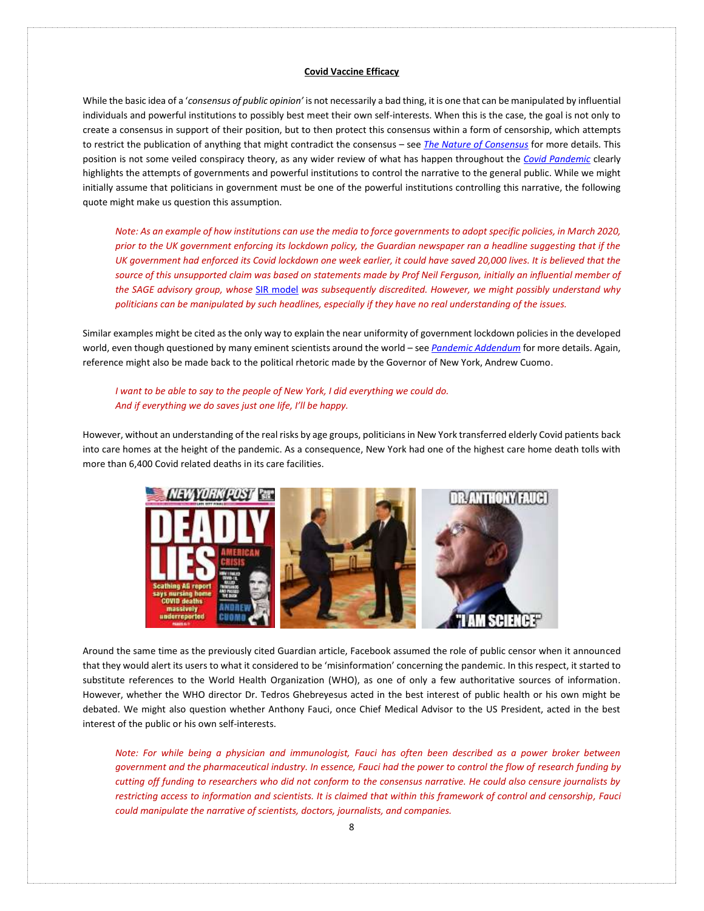**Covid Vaccine Efficacy**

While the basic idea of a '*consensus of public opinion'* is not necessarily a bad thing, it is one that can be manipulated by influential individuals and powerful institutions to possibly best meet their own self-interests. When this is the case, the goal is not only to create a consensus in support of their position, but to then protect this consensus within a form of censorship, which attempts to restrict the publication of anything that might contradict the consensus – see *The Nature of Consensus* for more details. This position is not some veiled conspiracy theory, as any wider review of what has happen throughout the *Covid Pandemic* clearly highlights the attempts of governments and powerful institutions to control the narrative to the general public. While we might initially assume that politicians in government must be one of the powerful institutions controlling this narrative, the following quote might make us question this assumption.

> *Note: As an example of how institutions can use the media to force governments to adopt specific policies, in March 2020, prior to the UK government enforcing its lockdown policy, the Guardian newspaper ran a headline suggesting that if the UK government had enforced its Covid lockdown one week earlier, it could have saved 20,000 lives. It is believed that the source of this unsupported claim was based on statements made by Prof Neil Ferguson, initially an influential member of the SAGE advisory group, whose* SIR model *was subsequently discredited. However, we might possibly understand why politicians can be manipulated by such headlines, especially if they have no real understanding of the issues.*

Similar examples might be cited as the only way to explain the near uniformity of government lockdown policies in the developed world, even though questioned by many eminent scientists around the world – see *Pandemic Addendum* for more details. Again, reference might also be made back to the political rhetoric made by the Governor of New York, Andrew Cuomo.

> *I want to be able to say to the people of New York, I did everything we could do.*
> *And if everything we do saves just one life, I'll be happy.*

However, without an understanding of the real risks by age groups, politicians in New York transferred elderly Covid patients back into care homes at the height of the pandemic. As a consequence, New York had one of the highest care home death tolls with more than 6,400 Covid related deaths in its care facilities.

Around the same time as the previously cited Guardian article, Facebook assumed the role of public censor when it announced that they would alert its users to what it considered to be 'misinformation' concerning the pandemic. In this respect, it started to substitute references to the World Health Organization (WHO), as one of only a few authoritative sources of information. However, whether the WHO director Dr. Tedros Ghebreyesus acted in the best interest of public health or his own might be debated. We might also question whether Anthony Fauci, once Chief Medical Advisor to the US President, acted in the best interest of the public or his own self-interests.

> *Note: For while being a physician and immunologist, Fauci has often been described as a power broker between government and the pharmaceutical industry. In essence, Fauci had the power to control the flow of research funding by cutting off funding to researchers who did not conform to the consensus narrative. He could also censure journalists by restricting access to information and scientists. It is claimed that within this framework of control and censorship, Fauci could manipulate the narrative of scientists, doctors, journalists, and companies.*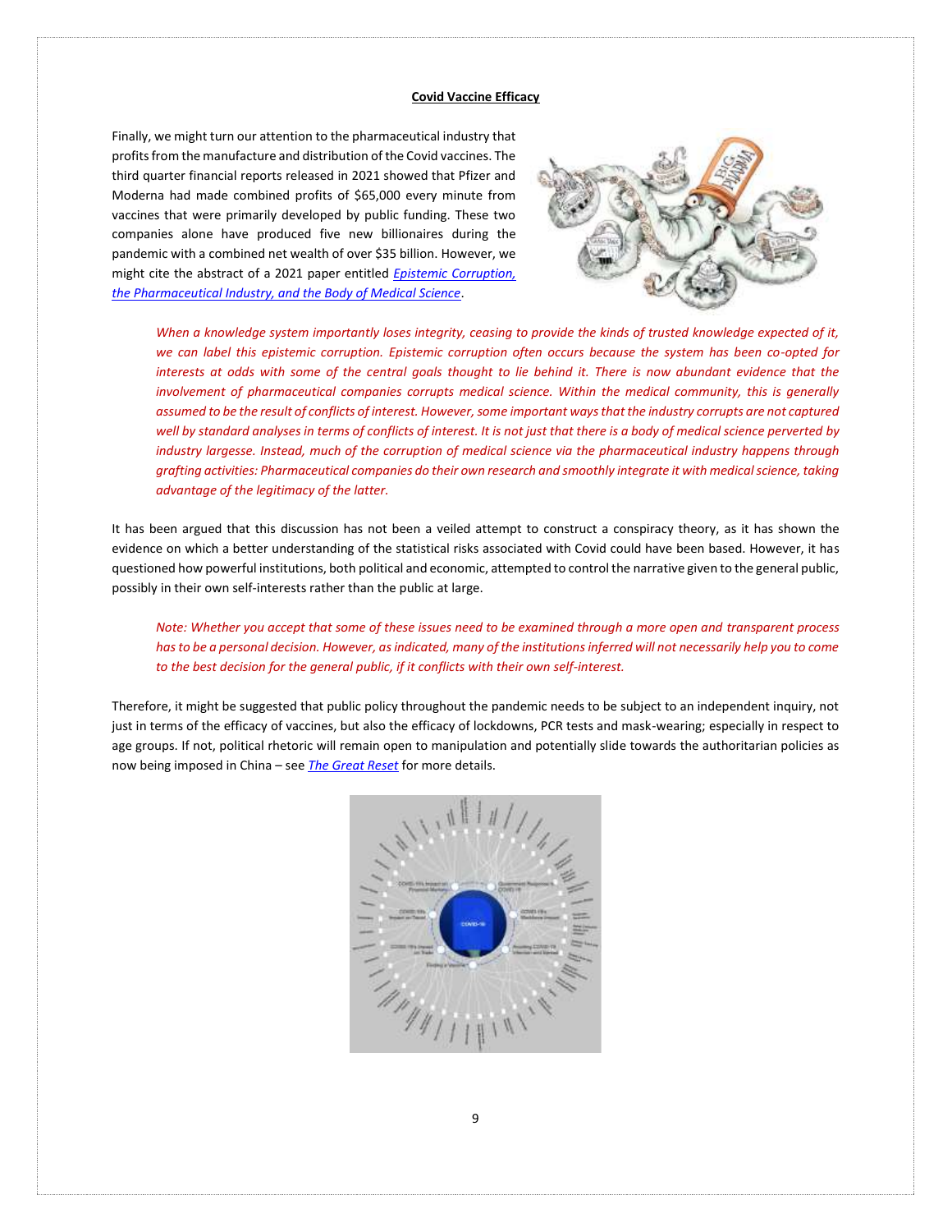**Covid Vaccine Efficacy**

Finally, we might turn our attention to the pharmaceutical industry that profits from the manufacture and distribution of the Covid vaccines. The third quarter financial reports released in 2021 showed that Pfizer and Moderna had made combined profits of $65,000 every minute from vaccines that were primarily developed by public funding. These two companies alone have produced five new billionaires during the pandemic with a combined net wealth of over $35 billion. However, we might cite the abstract of a 2021 paper entitled *Epistemic Corruption, the Pharmaceutical Industry, and the Body of Medical Science*.

> *When a knowledge system importantly loses integrity, ceasing to provide the kinds of trusted knowledge expected of it, we can label this epistemic corruption. Epistemic corruption often occurs because the system has been co-opted for interests at odds with some of the central goals thought to lie behind it. There is now abundant evidence that the involvement of pharmaceutical companies corrupts medical science. Within the medical community, this is generally assumed to be the result of conflicts of interest. However, some important ways that the industry corrupts are not captured well by standard analyses in terms of conflicts of interest. It is not just that there is a body of medical science perverted by industry largesse. Instead, much of the corruption of medical science via the pharmaceutical industry happens through grafting activities: Pharmaceutical companies do their own research and smoothly integrate it with medical science, taking advantage of the legitimacy of the latter.*

It has been argued that this discussion has not been a veiled attempt to construct a conspiracy theory, as it has shown the evidence on which a better understanding of the statistical risks associated with Covid could have been based. However, it has questioned how powerful institutions, both political and economic, attempted to control the narrative given to the general public, possibly in their own self-interests rather than the public at large.

> *Note: Whether you accept that some of these issues need to be examined through a more open and transparent process has to be a personal decision. However, as indicated, many of the institutions inferred will not necessarily help you to come to the best decision for the general public, if it conflicts with their own self-interest.*

Therefore, it might be suggested that public policy throughout the pandemic needs to be subject to an independent inquiry, not just in terms of the efficacy of vaccines, but also the efficacy of lockdowns, PCR tests and mask-wearing; especially in respect to age groups. If not, political rhetoric will remain open to manipulation and potentially slide towards the authoritarian policies as now being imposed in China – see *The Great Reset* for more details.